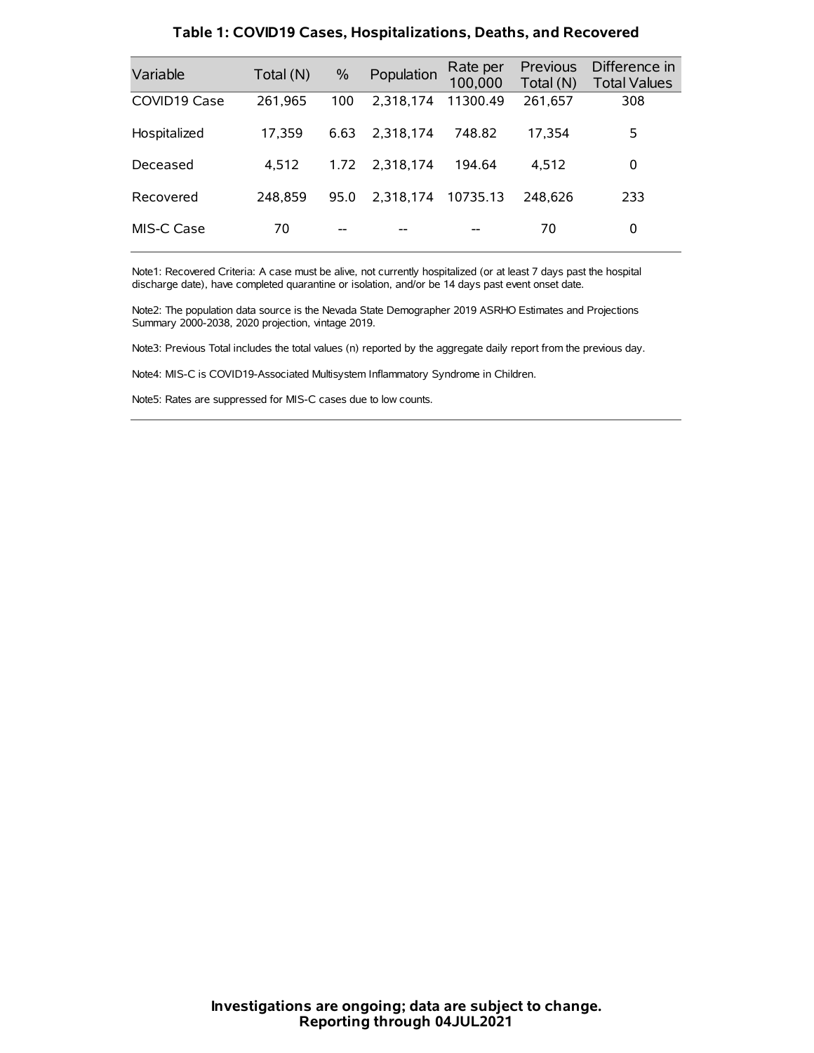# Table 1: COVID19 Cases, Hospitalizations, Deaths, and Recovered

| Variable | Total (N) | % | Population | Rate per 100,000 | Previous Total (N) | Difference in Total Values |
|---|---|---|---|---|---|---|
| COVID19 Case | 261,965 | 100 | 2,318,174 | 11300.49 | 261,657 | 308 |
| Hospitalized | 17,359 | 6.63 | 2,318,174 | 748.82 | 17,354 | 5 |
| Deceased | 4,512 | 1.72 | 2,318,174 | 194.64 | 4,512 | 0 |
| Recovered | 248,859 | 95.0 | 2,318,174 | 10735.13 | 248,626 | 233 |
| MIS-C Case | 70 | -- | -- | -- | 70 | 0 |

Note1: Recovered Criteria: A case must be alive, not currently hospitalized (or at least 7 days past the hospital discharge date), have completed quarantine or isolation, and/or be 14 days past event onset date.

Note2: The population data source is the Nevada State Demographer 2019 ASRHO Estimates and Projections Summary 2000-2038, 2020 projection, vintage 2019.

Note3: Previous Total includes the total values (n) reported by the aggregate daily report from the previous day.

Note4: MIS-C is COVID19-Associated Multisystem Inflammatory Syndrome in Children.

Note5: Rates are suppressed for MIS-C cases due to low counts.

**Investigations are ongoing; data are subject to change.**
**Reporting through 04JUL2021**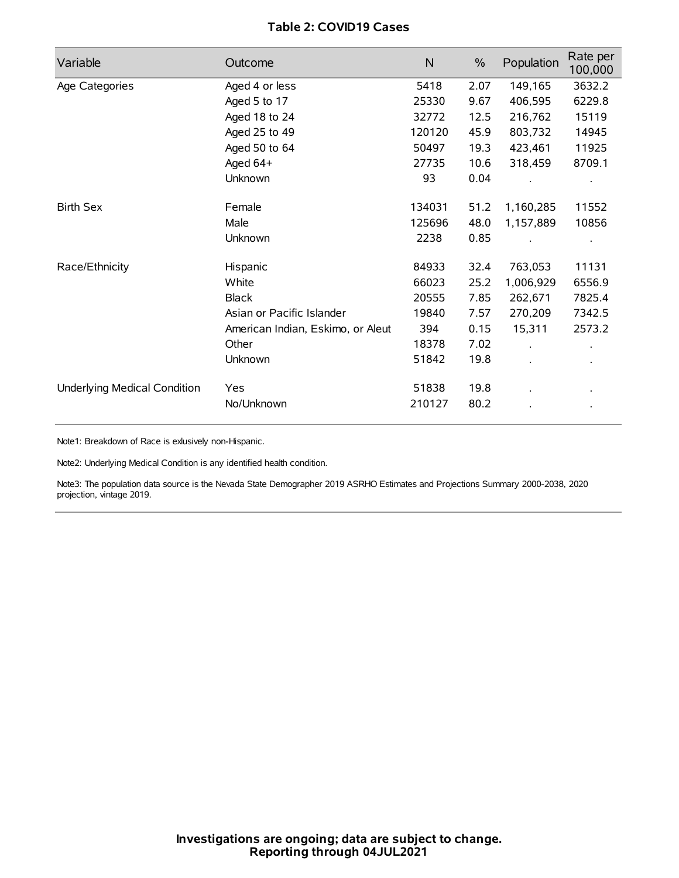**Table 2: COVID19 Cases**

| Variable | Outcome | N | % | Population | Rate per 100,000 |
|---|---|---|---|---|---|
| Age Categories | Aged 4 or less | 5418 | 2.07 | 149,165 | 3632.2 |
| | Aged 5 to 17 | 25330 | 9.67 | 406,595 | 6229.8 |
| | Aged 18 to 24 | 32772 | 12.5 | 216,762 | 15119 |
| | Aged 25 to 49 | 120120 | 45.9 | 803,732 | 14945 |
| | Aged 50 to 64 | 50497 | 19.3 | 423,461 | 11925 |
| | Aged 64+ | 27735 | 10.6 | 318,459 | 8709.1 |
| | Unknown | 93 | 0.04 | . | . |
| Birth Sex | Female | 134031 | 51.2 | 1,160,285 | 11552 |
| | Male | 125696 | 48.0 | 1,157,889 | 10856 |
| | Unknown | 2238 | 0.85 | . | . |
| Race/Ethnicity | Hispanic | 84933 | 32.4 | 763,053 | 11131 |
| | White | 66023 | 25.2 | 1,006,929 | 6556.9 |
| | Black | 20555 | 7.85 | 262,671 | 7825.4 |
| | Asian or Pacific Islander | 19840 | 7.57 | 270,209 | 7342.5 |
| | American Indian, Eskimo, or Aleut | 394 | 0.15 | 15,311 | 2573.2 |
| | Other | 18378 | 7.02 | . | . |
| | Unknown | 51842 | 19.8 | . | . |
| Underlying Medical Condition | Yes | 51838 | 19.8 | . | . |
| | No/Unknown | 210127 | 80.2 | . | . |

Note1: Breakdown of Race is exlusively non-Hispanic.

Note2: Underlying Medical Condition is any identified health condition.

Note3: The population data source is the Nevada State Demographer 2019 ASRHO Estimates and Projections Summary 2000-2038, 2020 projection, vintage 2019.

**Investigations are ongoing; data are subject to change.**
**Reporting through 04JUL2021**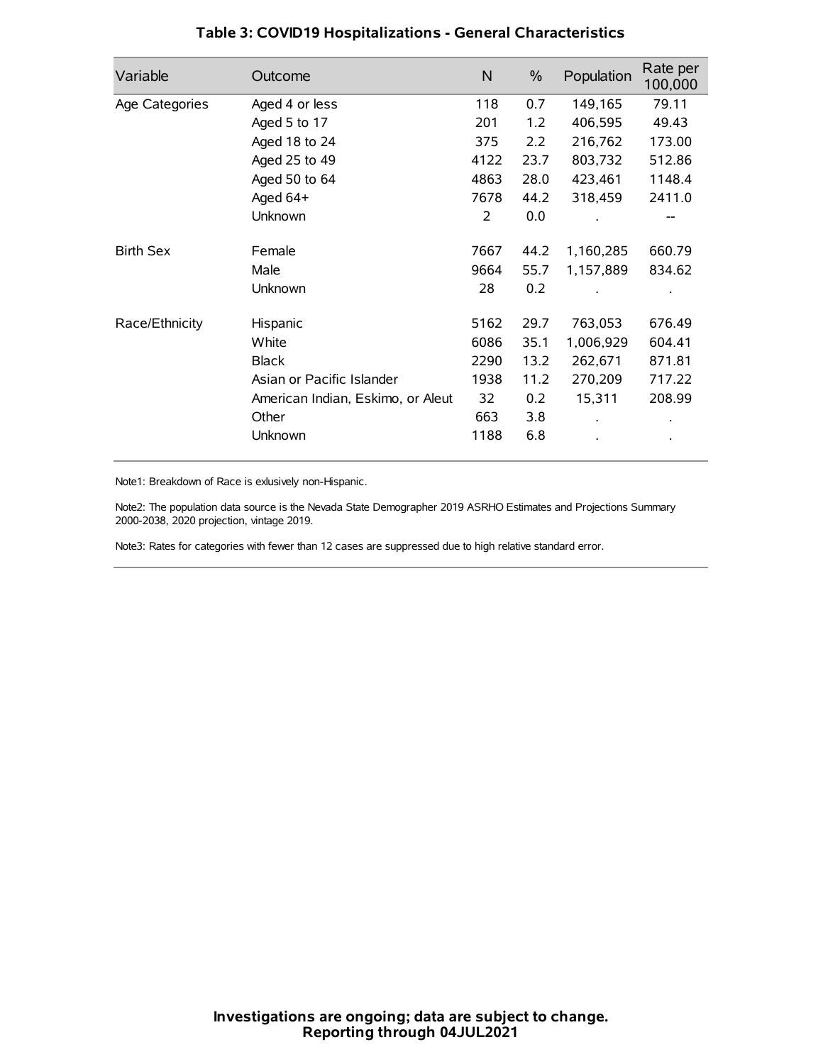## Table 3: COVID19 Hospitalizations - General Characteristics

| Variable | Outcome | N | % | Population | Rate per 100,000 |
|---|---|---|---|---|---|
| Age Categories | Aged 4 or less | 118 | 0.7 | 149,165 | 79.11 |
| | Aged 5 to 17 | 201 | 1.2 | 406,595 | 49.43 |
| | Aged 18 to 24 | 375 | 2.2 | 216,762 | 173.00 |
| | Aged 25 to 49 | 4122 | 23.7 | 803,732 | 512.86 |
| | Aged 50 to 64 | 4863 | 28.0 | 423,461 | 1148.4 |
| | Aged 64+ | 7678 | 44.2 | 318,459 | 2411.0 |
| | Unknown | 2 | 0.0 | . | -- |
| Birth Sex | Female | 7667 | 44.2 | 1,160,285 | 660.79 |
| | Male | 9664 | 55.7 | 1,157,889 | 834.62 |
| | Unknown | 28 | 0.2 | . | . |
| Race/Ethnicity | Hispanic | 5162 | 29.7 | 763,053 | 676.49 |
| | White | 6086 | 35.1 | 1,006,929 | 604.41 |
| | Black | 2290 | 13.2 | 262,671 | 871.81 |
| | Asian or Pacific Islander | 1938 | 11.2 | 270,209 | 717.22 |
| | American Indian, Eskimo, or Aleut | 32 | 0.2 | 15,311 | 208.99 |
| | Other | 663 | 3.8 | . | . |
| | Unknown | 1188 | 6.8 | . | . |

Note1: Breakdown of Race is exlusively non-Hispanic.

Note2: The population data source is the Nevada State Demographer 2019 ASRHO Estimates and Projections Summary 2000-2038, 2020 projection, vintage 2019.

Note3: Rates for categories with fewer than 12 cases are suppressed due to high relative standard error.

**Investigations are ongoing; data are subject to change.**
**Reporting through 04JUL2021**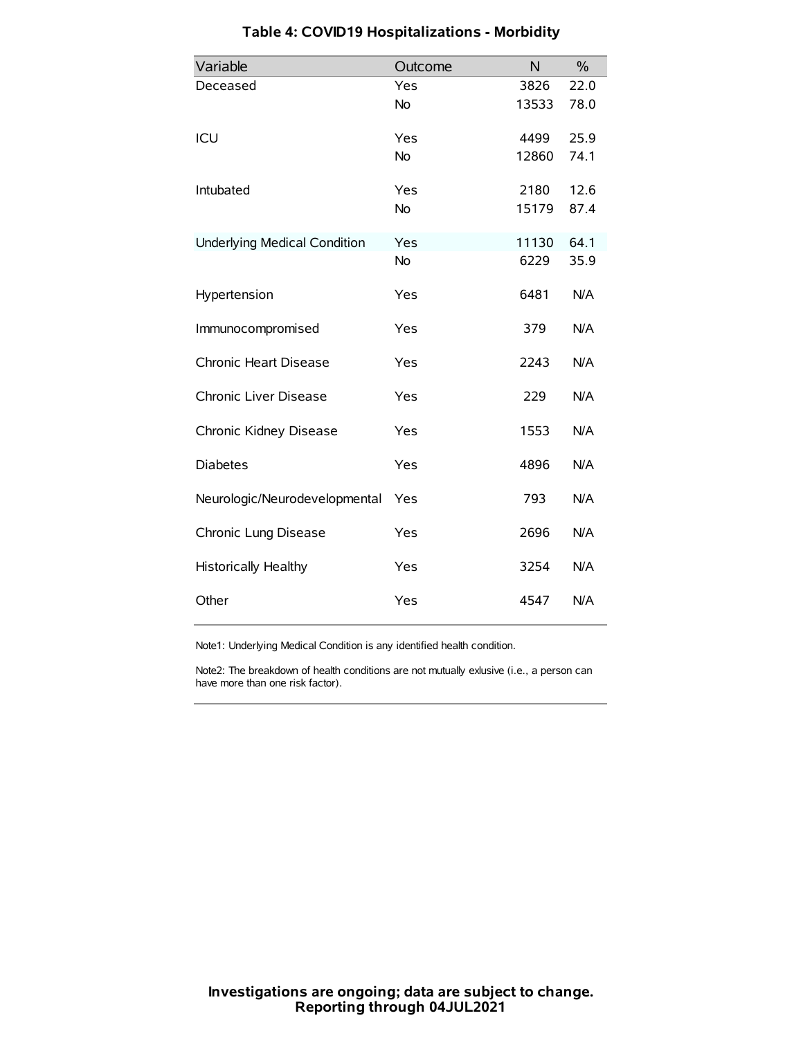# Table 4: COVID19 Hospitalizations - Morbidity

| Variable | Outcome | N | % |
|---|---|---|---|
| Deceased | Yes | 3826 | 22.0 |
| | No | 13533 | 78.0 |
| ICU | Yes | 4499 | 25.9 |
| | No | 12860 | 74.1 |
| Intubated | Yes | 2180 | 12.6 |
| | No | 15179 | 87.4 |
| Underlying Medical Condition | Yes | 11130 | 64.1 |
| | No | 6229 | 35.9 |
| Hypertension | Yes | 6481 | N/A |
| Immunocompromised | Yes | 379 | N/A |
| Chronic Heart Disease | Yes | 2243 | N/A |
| Chronic Liver Disease | Yes | 229 | N/A |
| Chronic Kidney Disease | Yes | 1553 | N/A |
| Diabetes | Yes | 4896 | N/A |
| Neurologic/Neurodevelopmental | Yes | 793 | N/A |
| Chronic Lung Disease | Yes | 2696 | N/A |
| Historically Healthy | Yes | 3254 | N/A |
| Other | Yes | 4547 | N/A |

Note1: Underlying Medical Condition is any identified health condition.

Note2: The breakdown of health conditions are not mutually exlusive (i.e., a person can have more than one risk factor).

**Investigations are ongoing; data are subject to change.**
**Reporting through 04JUL2021**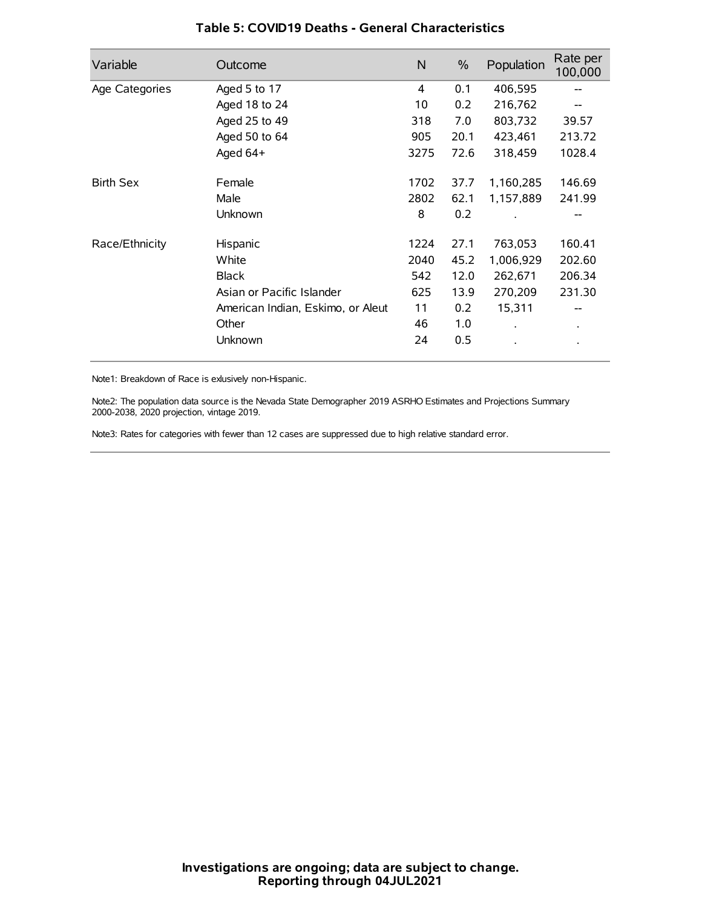# Table 5: COVID19 Deaths - General Characteristics

| Variable | Outcome | N | % | Population | Rate per 100,000 |
|---|---|---|---|---|---|
| Age Categories | Aged 5 to 17 | 4 | 0.1 | 406,595 | -- |
| | Aged 18 to 24 | 10 | 0.2 | 216,762 | -- |
| | Aged 25 to 49 | 318 | 7.0 | 803,732 | 39.57 |
| | Aged 50 to 64 | 905 | 20.1 | 423,461 | 213.72 |
| | Aged 64+ | 3275 | 72.6 | 318,459 | 1028.4 |
| Birth Sex | Female | 1702 | 37.7 | 1,160,285 | 146.69 |
| | Male | 2802 | 62.1 | 1,157,889 | 241.99 |
| | Unknown | 8 | 0.2 | . | -- |
| Race/Ethnicity | Hispanic | 1224 | 27.1 | 763,053 | 160.41 |
| | White | 2040 | 45.2 | 1,006,929 | 202.60 |
| | Black | 542 | 12.0 | 262,671 | 206.34 |
| | Asian or Pacific Islander | 625 | 13.9 | 270,209 | 231.30 |
| | American Indian, Eskimo, or Aleut | 11 | 0.2 | 15,311 | -- |
| | Other | 46 | 1.0 | . | . |
| | Unknown | 24 | 0.5 | . | . |

Note1: Breakdown of Race is exlusively non-Hispanic.

Note2: The population data source is the Nevada State Demographer 2019 ASRHO Estimates and Projections Summary 2000-2038, 2020 projection, vintage 2019.

Note3: Rates for categories with fewer than 12 cases are suppressed due to high relative standard error.

**Investigations are ongoing; data are subject to change.**
**Reporting through 04JUL2021**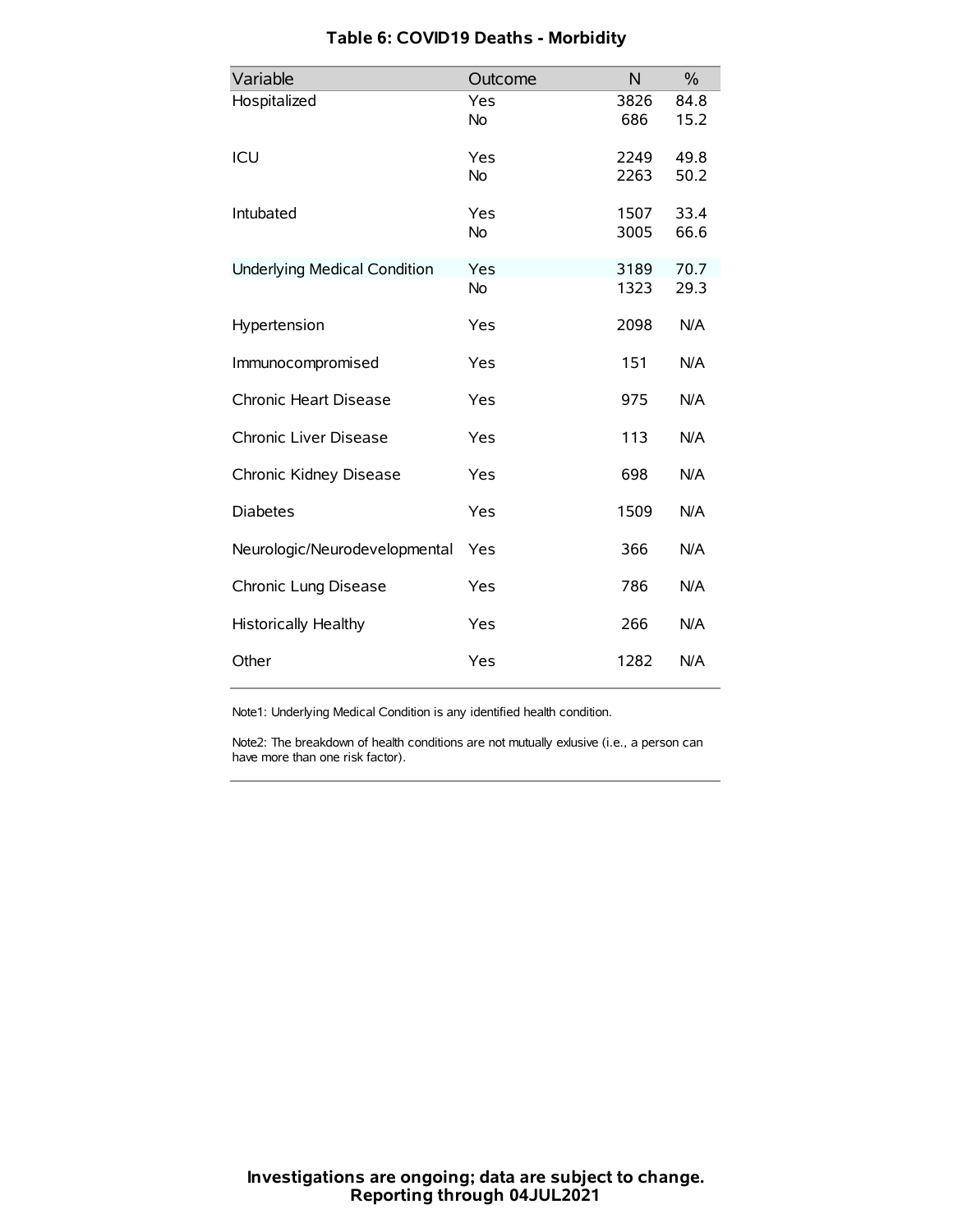# Table 6: COVID19 Deaths - Morbidity

| Variable | Outcome | N | % |
|---|---|---|---|
| Hospitalized | Yes | 3826 | 84.8 |
| | No | 686 | 15.2 |
| ICU | Yes | 2249 | 49.8 |
| | No | 2263 | 50.2 |
| Intubated | Yes | 1507 | 33.4 |
| | No | 3005 | 66.6 |
| Underlying Medical Condition | Yes | 3189 | 70.7 |
| | No | 1323 | 29.3 |
| Hypertension | Yes | 2098 | N/A |
| Immunocompromised | Yes | 151 | N/A |
| Chronic Heart Disease | Yes | 975 | N/A |
| Chronic Liver Disease | Yes | 113 | N/A |
| Chronic Kidney Disease | Yes | 698 | N/A |
| Diabetes | Yes | 1509 | N/A |
| Neurologic/Neurodevelopmental | Yes | 366 | N/A |
| Chronic Lung Disease | Yes | 786 | N/A |
| Historically Healthy | Yes | 266 | N/A |
| Other | Yes | 1282 | N/A |

Note1: Underlying Medical Condition is any identified health condition.

Note2: The breakdown of health conditions are not mutually exlusive (i.e., a person can have more than one risk factor).

**Investigations are ongoing; data are subject to change.**
**Reporting through 04JUL2021**